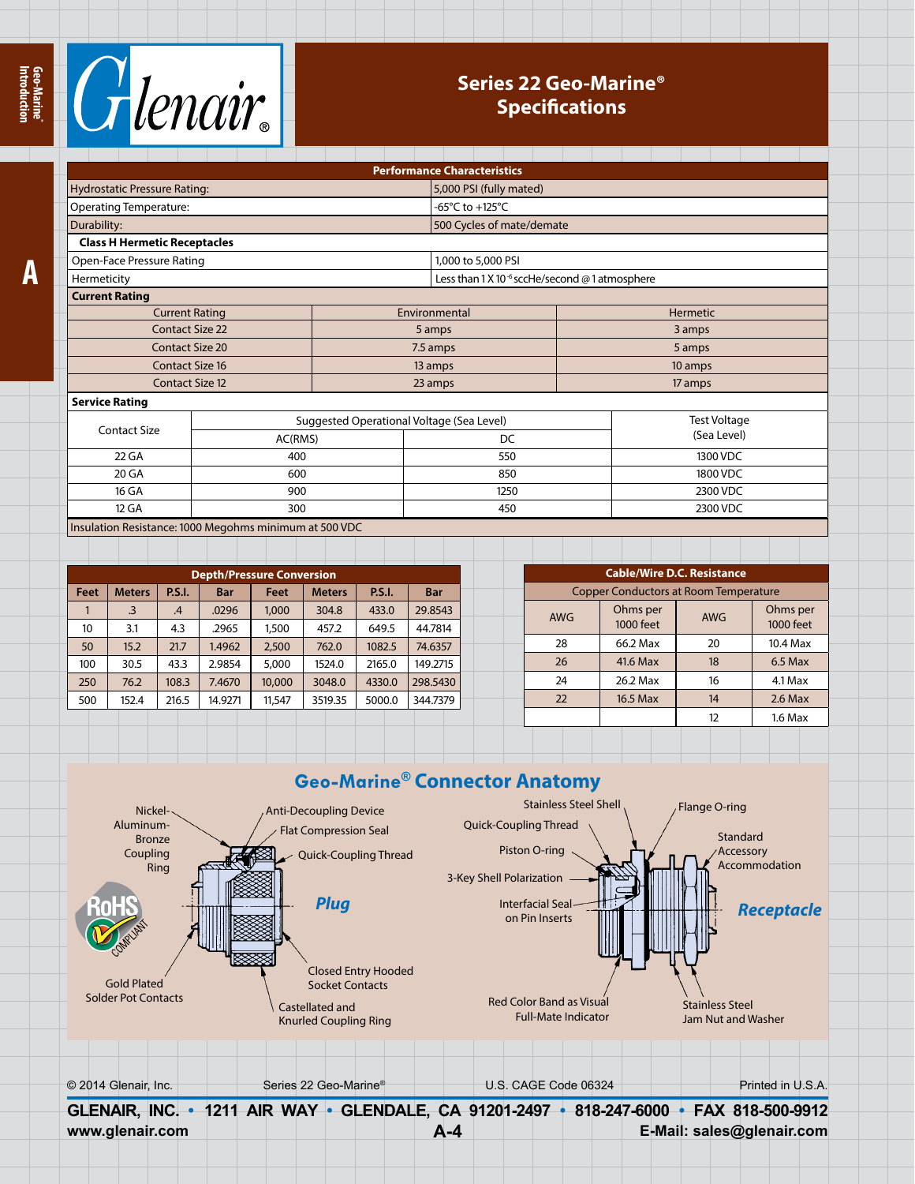# Series 22 Geo-Marine® Specifications

| Performance Characteristics | | |
|---|---|---|
| Hydrostatic Pressure Rating: | 5,000 PSI (fully mated) | |
| Operating Temperature: | -65°C to +125°C | |
| Durability: | 500 Cycles of mate/demate | |
| **Class H Hermetic Receptacles** | | |
| Open-Face Pressure Rating | 1,000 to 5,000 PSI | |
| Hermeticity | Less than 1 X $10^{-6}$ sccHe/second @ 1 atmosphere | |
| **Current Rating** | | |
| Current Rating | Environmental | Hermetic |
| Contact Size 22 | 5 amps | 3 amps |
| Contact Size 20 | 7.5 amps | 5 amps |
| Contact Size 16 | 13 amps | 10 amps |
| Contact Size 12 | 23 amps | 17 amps |

**Service Rating**

| Contact Size | Suggested Operational Voltage (Sea Level) | | Test Voltage (Sea Level) |
|---|---|---|---|
| | AC(RMS) | DC | |
| 22 GA | 400 | 550 | 1300 VDC |
| 20 GA | 600 | 850 | 1800 VDC |
| 16 GA | 900 | 1250 | 2300 VDC |
| 12 GA | 300 | 450 | 2300 VDC |

Insulation Resistance: 1000 Megohms minimum at 500 VDC

**Depth/Pressure Conversion**

| Feet | Meters | P.S.I. | Bar | Feet | Meters | P.S.I. | Bar |
|---|---|---|---|---|---|---|---|
| 1 | .3 | .4 | .0296 | 1,000 | 304.8 | 433.0 | 29.8543 |
| 10 | 3.1 | 4.3 | .2965 | 1,500 | 457.2 | 649.5 | 44.7814 |
| 50 | 15.2 | 21.7 | 1.4962 | 2,500 | 762.0 | 1082.5 | 74.6357 |
| 100 | 30.5 | 43.3 | 2.9854 | 5,000 | 1524.0 | 2165.0 | 149.2715 |
| 250 | 76.2 | 108.3 | 7.4670 | 10,000 | 3048.0 | 4330.0 | 298.5430 |
| 500 | 152.4 | 216.5 | 14.9271 | 11,547 | 3519.35 | 5000.0 | 344.7379 |

**Cable/Wire D.C. Resistance**

Copper Conductors at Room Temperature

| AWG | Ohms per 1000 feet | AWG | Ohms per 1000 feet |
|---|---|---|---|
| 28 | 66.2 Max | 20 | 10.4 Max |
| 26 | 41.6 Max | 18 | 6.5 Max |
| 24 | 26.2 Max | 16 | 4.1 Max |
| 22 | 16.5 Max | 14 | 2.6 Max |
| | | 12 | 1.6 Max |

## Geo-Marine® Connector Anatomy

*Plug*

Nickel-Aluminum-Bronze Coupling Ring
Anti-Decoupling Device
Flat Compression Seal
Quick-Coupling Thread
Gold Plated Solder Pot Contacts
Closed Entry Hooded Socket Contacts
Castellated and Knurled Coupling Ring

RoHS COMPLIANT

*Receptacle*

Stainless Steel Shell
Flange O-ring
Quick-Coupling Thread
Standard Accessory Accommodation
Piston O-ring
3-Key Shell Polarization
Interfacial Seal on Pin Inserts
Red Color Band as Visual Full-Mate Indicator
Stainless Steel Jam Nut and Washer

© 2014 Glenair, Inc. Series 22 Geo-Marine® U.S. CAGE Code 06324 Printed in U.S.A.

GLENAIR, INC. • 1211 AIR WAY • GLENDALE, CA 91201-2497 • 818-247-6000 • FAX 818-500-9912
www.glenair.com E-Mail: sales@glenair.com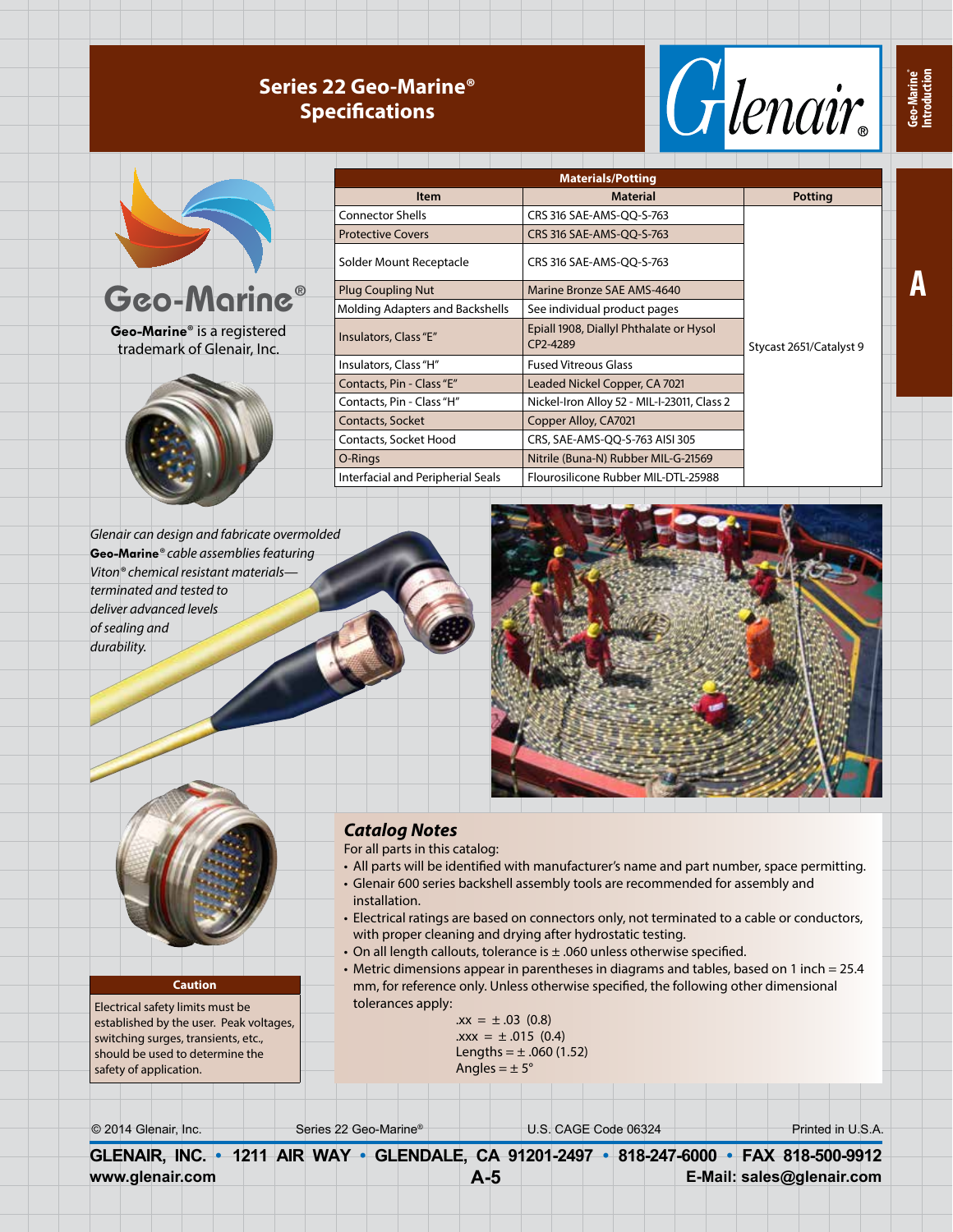# Series 22 Geo-Marine® Specifications

**Geo-Marine®** is a registered trademark of Glenair, Inc.

| Materials/Potting | | |
|---|---|---|
| **Item** | **Material** | **Potting** |
| Connector Shells | CRS 316 SAE-AMS-QQ-S-763 | Stycast 2651/Catalyst 9 |
| Protective Covers | CRS 316 SAE-AMS-QQ-S-763 | |
| Solder Mount Receptacle | CRS 316 SAE-AMS-QQ-S-763 | |
| Plug Coupling Nut | Marine Bronze SAE AMS-4640 | |
| Molding Adapters and Backshells | See individual product pages | |
| Insulators, Class "E" | Epiall 1908, Diallyl Phthalate or Hysol CP2-4289 | |
| Insulators, Class "H" | Fused Vitreous Glass | |
| Contacts, Pin - Class "E" | Leaded Nickel Copper, CA 7021 | |
| Contacts, Pin - Class "H" | Nickel-Iron Alloy 52 - MIL-I-23011, Class 2 | |
| Contacts, Socket | Copper Alloy, CA7021 | |
| Contacts, Socket Hood | CRS, SAE-AMS-QQ-S-763 AISI 305 | |
| O-Rings | Nitrile (Buna-N) Rubber MIL-G-21569 | |
| Interfacial and Peripheral Seals | Flourosilicone Rubber MIL-DTL-25988 | |

*Glenair can design and fabricate overmolded* ***Geo-Marine®*** *cable assemblies featuring Viton® chemical resistant materials—terminated and tested to deliver advanced levels of sealing and durability.*

## Caution

Electrical safety limits must be established by the user. Peak voltages, switching surges, transients, etc., should be used to determine the safety of application.

## *Catalog Notes*

For all parts in this catalog:

- All parts will be identified with manufacturer's name and part number, space permitting.
- Glenair 600 series backshell assembly tools are recommended for assembly and installation.
- Electrical ratings are based on connectors only, not terminated to a cable or conductors, with proper cleaning and drying after hydrostatic testing.
- On all length callouts, tolerance is ± .060 unless otherwise specified.
- Metric dimensions appear in parentheses in diagrams and tables, based on 1 inch = 25.4 mm, for reference only. Unless otherwise specified, the following other dimensional tolerances apply:

  .xx = ± .03 (0.8)
  .xxx = ± .015 (0.4)
  Lengths = ± .060 (1.52)
  Angles = ± 5°

© 2014 Glenair, Inc. Series 22 Geo-Marine® U.S. CAGE Code 06324 Printed in U.S.A.

**GLENAIR, INC. • 1211 AIR WAY • GLENDALE, CA 91201-2497 • 818-247-6000 • FAX 818-500-9912**
**www.glenair.com** **E-Mail: sales@glenair.com**